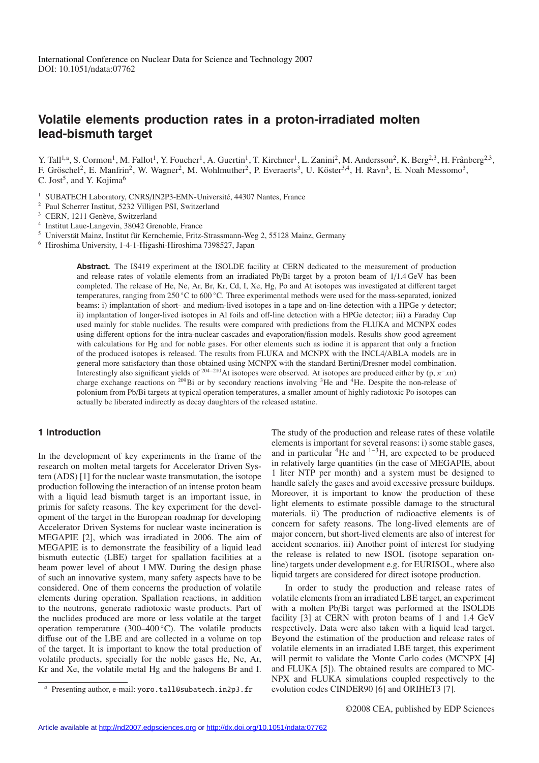# Volatile elements production rates in a proton-irradiated molten lead-bismuth target

Y. Tall[1,a], S. Cormon[1], M. Fallot[1], Y. Foucher[1], A. Guertin[1], T. Kirchner[1], L. Zanini[2], M. Andersson[2], K. Berg[2,3], H. Frånberg[2,3], F. Gröschel[2], E. Manfrin[2], W. Wagner[2], M. Wohlmuther[2], P. Everaerts[3], U. Köster[3,4], H. Ravn[3], E. Noah Messomo[3], C. Jost[5], and Y. Kojima[6]

[1] SUBATECH Laboratory, CNRS/IN2P3-EMN-Université, 44307 Nantes, France
[2] Paul Scherrer Institut, 5232 Villigen PSI, Switzerland
[3] CERN, 1211 Genève, Switzerland
[4] Institut Laue-Langevin, 38042 Grenoble, France
[5] Universtät Mainz, Institut für Kernchemie, Fritz-Strassmann-Weg 2, 55128 Mainz, Germany
[6] Hiroshima University, 1-4-1-Higashi-Hiroshima 7398527, Japan

**Abstract.** The IS419 experiment at the ISOLDE facility at CERN dedicated to the measurement of production and release rates of volatile elements from an irradiated Pb/Bi target by a proton beam of 1/1.4 GeV has been completed. The release of He, Ne, Ar, Br, Kr, Cd, I, Xe, Hg, Po and At isotopes was investigated at different target temperatures, ranging from 250 °C to 600 °C. Three experimental methods were used for the mass-separated, ionized beams: i) implantation of short- and medium-lived isotopes in a tape and on-line detection with a HPGe $\gamma$ detector; ii) implantation of longer-lived isotopes in Al foils and off-line detection with a HPGe detector; iii) a Faraday Cup used mainly for stable nuclides. The results were compared with predictions from the FLUKA and MCNPX codes using different options for the intra-nuclear cascades and evaporation/fission models. Results show good agreement with calculations for Hg and for noble gases. For other elements such as iodine it is apparent that only a fraction of the produced isotopes is released. The results from FLUKA and MCNPX with the INCL4/ABLA models are in general more satisfactory than those obtained using MCNPX with the standard Bertini/Dresner model combination. Interestingly also significant yields of $^{204-210}$At isotopes were observed. At isotopes are produced either by (p, $\pi^-$xn) charge exchange reactions on $^{209}$Bi or by secondary reactions involving $^3$He and $^4$He. Despite the non-release of polonium from Pb/Bi targets at typical operation temperatures, a smaller amount of highly radiotoxic Po isotopes can actually be liberated indirectly as decay daughters of the released astatine.

## 1 Introduction

In the development of key experiments in the frame of the research on molten metal targets for Accelerator Driven System (ADS) [1] for the nuclear waste transmutation, the isotope production following the interaction of an intense proton beam with a liquid lead bismuth target is an important issue, in primis for safety reasons. The key experiment for the development of the target in the European roadmap for developing Accelerator Driven Systems for nuclear waste incineration is MEGAPIE [2], which was irradiated in 2006. The aim of MEGAPIE is to demonstrate the feasibility of a liquid lead bismuth eutectic (LBE) target for spallation facilities at a beam power level of about 1 MW. During the design phase of such an innovative system, many safety aspects have to be considered. One of them concerns the production of volatile elements during operation. Spallation reactions, in addition to the neutrons, generate radiotoxic waste products. Part of the nuclides produced are more or less volatile at the target operation temperature (300–400 °C). The volatile products diffuse out of the LBE and are collected in a volume on top of the target. It is important to know the total production of volatile products, specially for the noble gases He, Ne, Ar, Kr and Xe, the volatile metal Hg and the halogens Br and I. The study of the production and release rates of these volatile elements is important for several reasons: i) some stable gases, and in particular $^4$He and $^{1-3}$H, are expected to be produced in relatively large quantities (in the case of MEGAPIE, about 1 liter NTP per month) and a system must be designed to handle safely the gases and avoid excessive pressure buildups. Moreover, it is important to know the production of these light elements to estimate possible damage to the structural materials. ii) The production of radioactive elements is of concern for safety reasons. The long-lived elements are of major concern, but short-lived elements are also of interest for accident scenarios. iii) Another point of interest for studying the release is related to new ISOL (isotope separation online) targets under development e.g. for EURISOL, where also liquid targets are considered for direct isotope production.

In order to study the production and release rates of volatile elements from an irradiated LBE target, an experiment with a molten Pb/Bi target was performed at the ISOLDE facility [3] at CERN with proton beams of 1 and 1.4 GeV respectively. Data were also taken with a liquid lead target. Beyond the estimation of the production and release rates of volatile elements in an irradiated LBE target, this experiment will permit to validate the Monte Carlo codes (MCNPX [4] and FLUKA [5]). The obtained results are compared to MCNPX and FLUKA simulations coupled respectively to the evolution codes CINDER90 [6] and ORIHET3 [7].

[a] Presenting author, e-mail: yoro.tall@subatech.in2p3.fr

©2008 CEA, published by EDP Sciences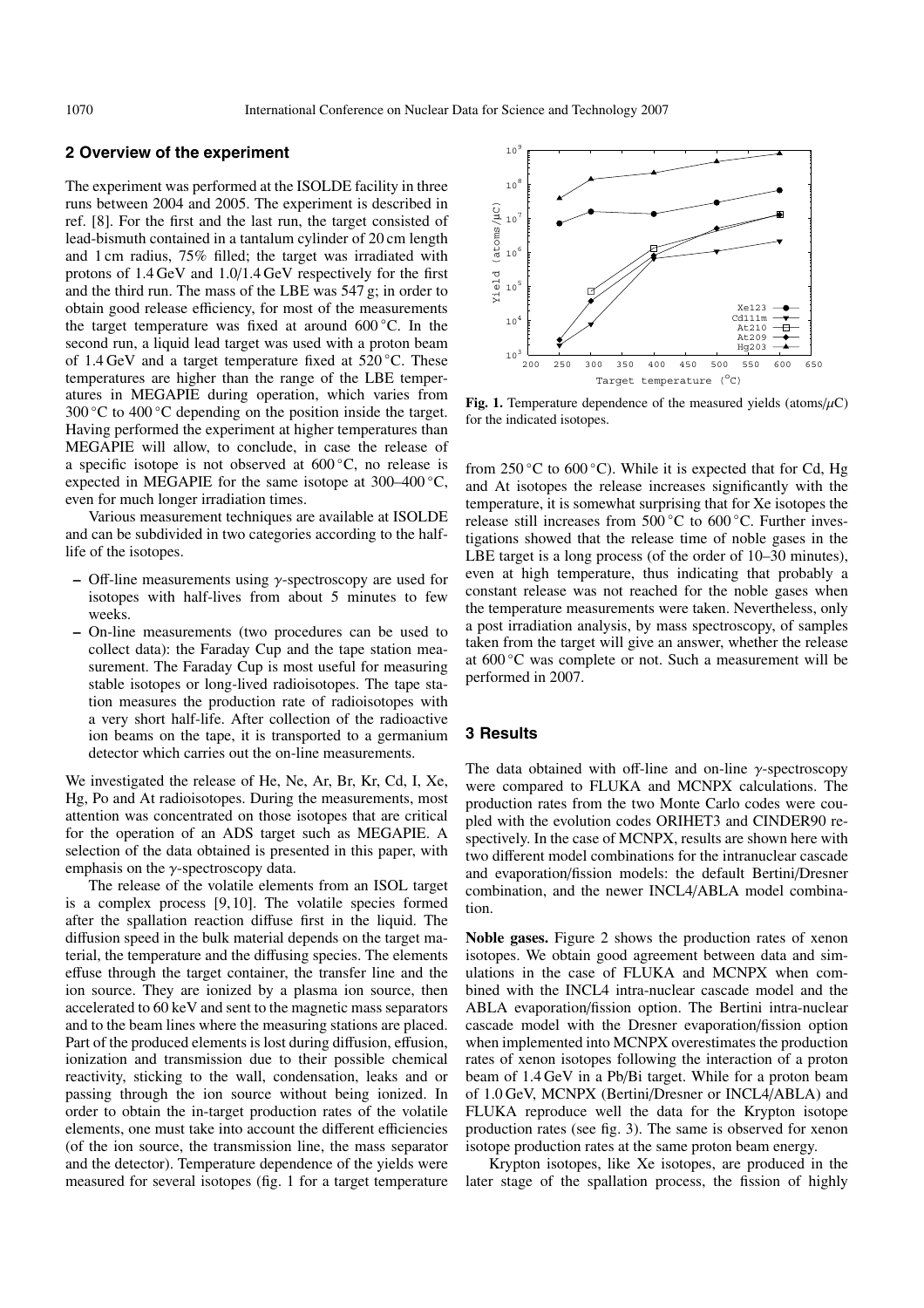## 2 Overview of the experiment

The experiment was performed at the ISOLDE facility in three runs between 2004 and 2005. The experiment is described in ref. [8]. For the first and the last run, the target consisted of lead-bismuth contained in a tantalum cylinder of 20 cm length and 1 cm radius, 75% filled; the target was irradiated with protons of 1.4 GeV and 1.0/1.4 GeV respectively for the first and the third run. The mass of the LBE was 547 g; in order to obtain good release efficiency, for most of the measurements the target temperature was fixed at around 600 °C. In the second run, a liquid lead target was used with a proton beam of 1.4 GeV and a target temperature fixed at 520 °C. These temperatures are higher than the range of the LBE temperatures in MEGAPIE during operation, which varies from 300 °C to 400 °C depending on the position inside the target. Having performed the experiment at higher temperatures than MEGAPIE will allow, to conclude, in case the release of a specific isotope is not observed at 600 °C, no release is expected in MEGAPIE for the same isotope at 300–400 °C, even for much longer irradiation times.

Various measurement techniques are available at ISOLDE and can be subdivided in two categories according to the half-life of the isotopes.

- Off-line measurements using $\gamma$-spectroscopy are used for isotopes with half-lives from about 5 minutes to few weeks.
- On-line measurements (two procedures can be used to collect data): the Faraday Cup and the tape station measurement. The Faraday Cup is most useful for measuring stable isotopes or long-lived radioisotopes. The tape station measures the production rate of radioisotopes with a very short half-life. After collection of the radioactive ion beams on the tape, it is transported to a germanium detector which carries out the on-line measurements.

We investigated the release of He, Ne, Ar, Br, Kr, Cd, I, Xe, Hg, Po and At radioisotopes. During the measurements, most attention was concentrated on those isotopes that are critical for the operation of an ADS target such as MEGAPIE. A selection of the data obtained is presented in this paper, with emphasis on the $\gamma$-spectroscopy data.

The release of the volatile elements from an ISOL target is a complex process [9,10]. The volatile species formed after the spallation reaction diffuse first in the liquid. The diffusion speed in the bulk material depends on the target material, the temperature and the diffusing species. The elements effuse through the target container, the transfer line and the ion source. They are ionized by a plasma ion source, then accelerated to 60 keV and sent to the magnetic mass separators and to the beam lines where the measuring stations are placed. Part of the produced elements is lost during diffusion, effusion, ionization and transmission due to their possible chemical reactivity, sticking to the wall, condensation, leaks and or passing through the ion source without being ionized. In order to obtain the in-target production rates of the volatile elements, one must take into account the different efficiencies (of the ion source, the transmission line, the mass separator and the detector). Temperature dependence of the yields were measured for several isotopes (fig. 1 for a target temperature from 250 °C to 600 °C). While it is expected that for Cd, Hg and At isotopes the release increases significantly with the temperature, it is somewhat surprising that for Xe isotopes the release still increases from 500 °C to 600 °C. Further investigations showed that the release time of noble gases in the LBE target is a long process (of the order of 10–30 minutes), even at high temperature, thus indicating that probably a constant release was not reached for the noble gases when the temperature measurements were taken. Nevertheless, only a post irradiation analysis, by mass spectroscopy, of samples taken from the target will give an answer, whether the release at 600 °C was complete or not. Such a measurement will be performed in 2007.

**Fig. 1.** Temperature dependence of the measured yields (atoms/$\mu$C) for the indicated isotopes.

## 3 Results

The data obtained with off-line and on-line $\gamma$-spectroscopy were compared to FLUKA and MCNPX calculations. The production rates from the two Monte Carlo codes were coupled with the evolution codes ORIHET3 and CINDER90 respectively. In the case of MCNPX, results are shown here with two different model combinations for the intranuclear cascade and evaporation/fission models: the default Bertini/Dresner combination, and the newer INCL4/ABLA model combination.

**Noble gases.** Figure 2 shows the production rates of xenon isotopes. We obtain good agreement between data and simulations in the case of FLUKA and MCNPX when combined with the INCL4 intra-nuclear cascade model and the ABLA evaporation/fission option. The Bertini intra-nuclear cascade model with the Dresner evaporation/fission option when implemented into MCNPX overestimates the production rates of xenon isotopes following the interaction of a proton beam of 1.4 GeV in a Pb/Bi target. While for a proton beam of 1.0 GeV, MCNPX (Bertini/Dresner or INCL4/ABLA) and FLUKA reproduce well the data for the Krypton isotope production rates (see fig. 3). The same is observed for xenon isotope production rates at the same proton beam energy.

Krypton isotopes, like Xe isotopes, are produced in the later stage of the spallation process, the fission of highly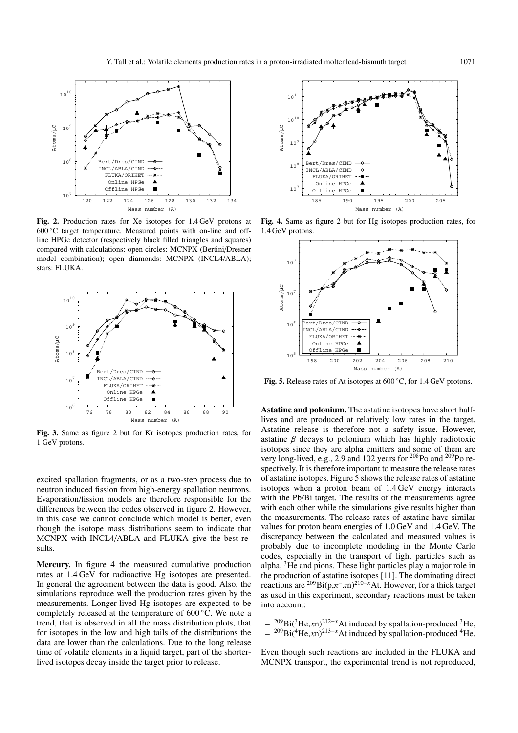**Fig. 2.** Production rates for Xe isotopes for 1.4 GeV protons at 600 °C target temperature. Measured points with on-line and off-line HPGe detector (respectively black filled triangles and squares) compared with calculations: open circles: MCNPX (Bertini/Dresner model combination); open diamonds: MCNPX (INCL4/ABLA); stars: FLUKA.

**Fig. 3.** Same as figure 2 but for Kr isotopes production rates, for 1 GeV protons.

excited spallation fragments, or as a two-step process due to neutron induced fission from high-energy spallation neutrons. Evaporation/fission models are therefore responsible for the differences between the codes observed in figure 2. However, in this case we cannot conclude which model is better, even though the isotope mass distributions seem to indicate that MCNPX with INCL4/ABLA and FLUKA give the best results.

**Mercury.** In figure 4 the measured cumulative production rates at 1.4 GeV for radioactive Hg isotopes are presented. In general the agreement between the data is good. Also, the simulations reproduce well the production rates given by the measurements. Longer-lived Hg isotopes are expected to be completely released at the temperature of 600 °C. We note a trend, that is observed in all the mass distribution plots, that for isotopes in the low and high tails of the distributions the data are lower than the calculations. Due to the long release time of volatile elements in a liquid target, part of the shorter-lived isotopes decay inside the target prior to release.

**Fig. 4.** Same as figure 2 but for Hg isotopes production rates, for 1.4 GeV protons.

**Fig. 5.** Release rates of At isotopes at 600 °C, for 1.4 GeV protons.

**Astatine and polonium.** The astatine isotopes have short half-lives and are produced at relatively low rates in the target. Astatine release is therefore not a safety issue. However, astatine $\beta$ decays to polonium which has highly radiotoxic isotopes since they are alpha emitters and some of them are very long-lived, e.g., 2.9 and 102 years for $^{208}$Po and $^{209}$Po respectively. It is therefore important to measure the release rates of astatine isotopes. Figure 5 shows the release rates of astatine isotopes when a proton beam of 1.4 GeV energy interacts with the Pb/Bi target. The results of the measurements agree with each other while the simulations give results higher than the measurements. The release rates of astatine have similar values for proton beam energies of 1.0 GeV and 1.4 GeV. The discrepancy between the calculated and measured values is probably due to incomplete modeling in the Monte Carlo codes, especially in the transport of light particles such as alpha, $^{3}$He and pions. These light particles play a major role in the production of astatine isotopes [11]. The dominating direct reactions are $^{209}$Bi(p,$\pi^{-}$$x$n)$^{210-x}$At. However, for a thick target as used in this experiment, secondary reactions must be taken into account:

- $^{209}$Bi($^{3}$He,$x$n)$^{212-x}$At induced by spallation-produced $^{3}$He,
- $^{209}$Bi($^{4}$He,$x$n)$^{213-x}$At induced by spallation-produced $^{4}$He.

Even though such reactions are included in the FLUKA and MCNPX transport, the experimental trend is not reproduced,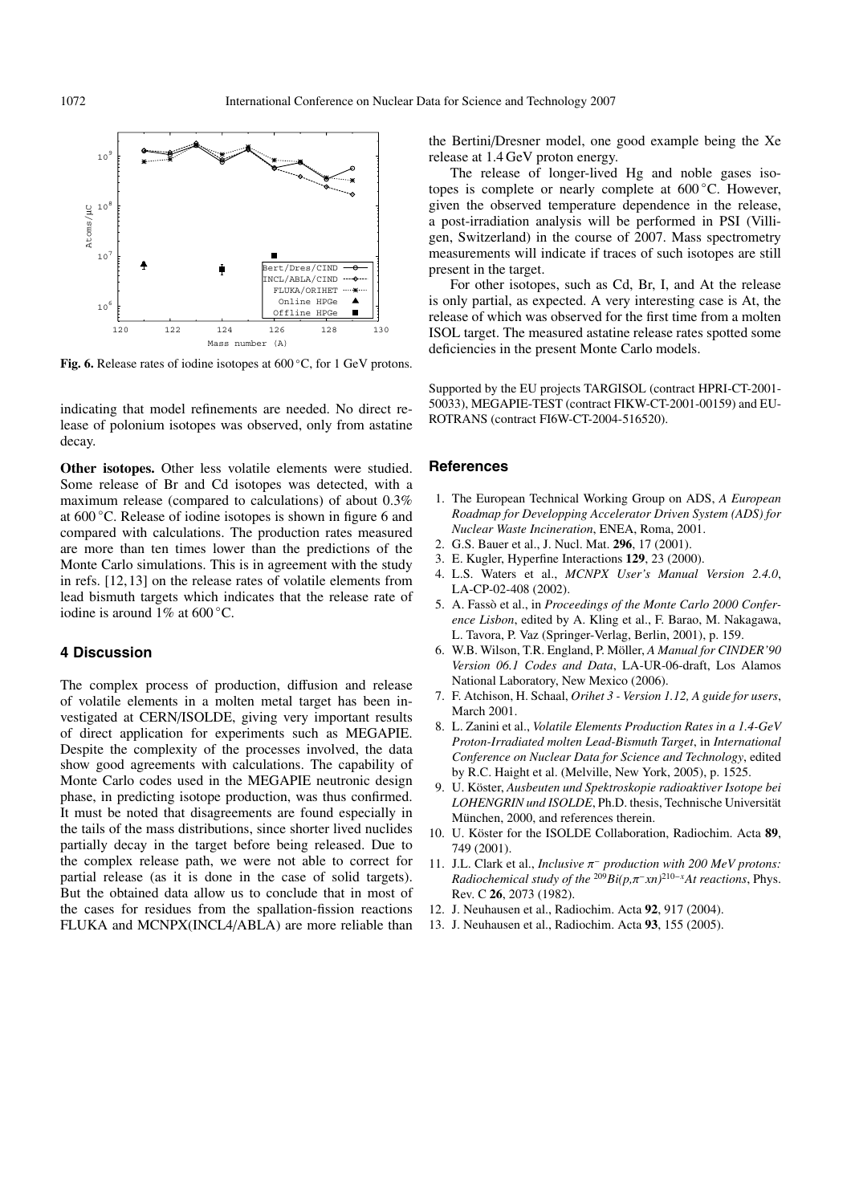Atoms/μC

$10^9$

$10^8$

$10^7$

$10^6$

120 122 124 126 128 130

Mass number (A)

Bert/Dres/CIND

INCL/ABLA/CIND

FLUKA/ORIHET

Online HPGe

Offline HPGe

**Fig. 6.** Release rates of iodine isotopes at 600 °C, for 1 GeV protons.

indicating that model refinements are needed. No direct release of polonium isotopes was observed, only from astatine decay.

**Other isotopes.** Other less volatile elements were studied. Some release of Br and Cd isotopes was detected, with a maximum release (compared to calculations) of about 0.3% at 600 °C. Release of iodine isotopes is shown in figure 6 and compared with calculations. The production rates measured are more than ten times lower than the predictions of the Monte Carlo simulations. This is in agreement with the study in refs. [12,13] on the release rates of volatile elements from lead bismuth targets which indicates that the release rate of iodine is around 1% at 600 °C.

## 4 Discussion

The complex process of production, diffusion and release of volatile elements in a molten metal target has been investigated at CERN/ISOLDE, giving very important results of direct application for experiments such as MEGAPIE. Despite the complexity of the processes involved, the data show good agreements with calculations. The capability of Monte Carlo codes used in the MEGAPIE neutronic design phase, in predicting isotope production, was thus confirmed. It must be noted that disagreements are found especially in the tails of the mass distributions, since shorter lived nuclides partially decay in the target before being released. Due to the complex release path, we were not able to correct for partial release (as it is done in the case of solid targets). But the obtained data allow us to conclude that in most of the cases for residues from the spallation-fission reactions FLUKA and MCNPX(INCL4/ABLA) are more reliable than the Bertini/Dresner model, one good example being the Xe release at 1.4 GeV proton energy.

The release of longer-lived Hg and noble gases isotopes is complete or nearly complete at 600 °C. However, given the observed temperature dependence in the release, a post-irradiation analysis will be performed in PSI (Villigen, Switzerland) in the course of 2007. Mass spectrometry measurements will indicate if traces of such isotopes are still present in the target.

For other isotopes, such as Cd, Br, I, and At the release is only partial, as expected. A very interesting case is At, the release of which was observed for the first time from a molten ISOL target. The measured astatine release rates spotted some deficiencies in the present Monte Carlo models.

Supported by the EU projects TARGISOL (contract HPRI-CT-2001-50033), MEGAPIE-TEST (contract FIKW-CT-2001-00159) and EUROTRANS (contract FI6W-CT-2004-516520).

## References

1. The European Technical Working Group on ADS, *A European Roadmap for Developping Accelerator Driven System (ADS) for Nuclear Waste Incineration*, ENEA, Roma, 2001.
2. G.S. Bauer et al., J. Nucl. Mat. **296**, 17 (2001).
3. E. Kugler, Hyperfine Interactions **129**, 23 (2000).
4. L.S. Waters et al., *MCNPX User's Manual Version 2.4.0*, LA-CP-02-408 (2002).
5. A. Fassò et al., in *Proceedings of the Monte Carlo 2000 Conference Lisbon*, edited by A. Kling et al., F. Barao, M. Nakagawa, L. Tavora, P. Vaz (Springer-Verlag, Berlin, 2001), p. 159.
6. W.B. Wilson, T.R. England, P. Möller, *A Manual for CINDER'90 Version 06.1 Codes and Data*, LA-UR-06-draft, Los Alamos National Laboratory, New Mexico (2006).
7. F. Atchison, H. Schaal, *Orihet 3 - Version 1.12, A guide for users*, March 2001.
8. L. Zanini et al., *Volatile Elements Production Rates in a 1.4-GeV Proton-Irradiated molten Lead-Bismuth Target*, in *International Conference on Nuclear Data for Science and Technology*, edited by R.C. Haight et al. (Melville, New York, 2005), p. 1525.
9. U. Köster, *Ausbeuten und Spektroskopie radioaktiver Isotope bei LOHENGRIN und ISOLDE*, Ph.D. thesis, Technische Universität München, 2000, and references therein.
10. U. Köster for the ISOLDE Collaboration, Radiochim. Acta **89**, 749 (2001).
11. J.L. Clark et al., *Inclusive $\pi^-$ production with 200 MeV protons: Radiochemical study of the $^{209}Bi(p,\pi^- xn)^{210-x}At$ reactions*, Phys. Rev. C **26**, 2073 (1982).
12. J. Neuhausen et al., Radiochim. Acta **92**, 917 (2004).
13. J. Neuhausen et al., Radiochim. Acta **93**, 155 (2005).